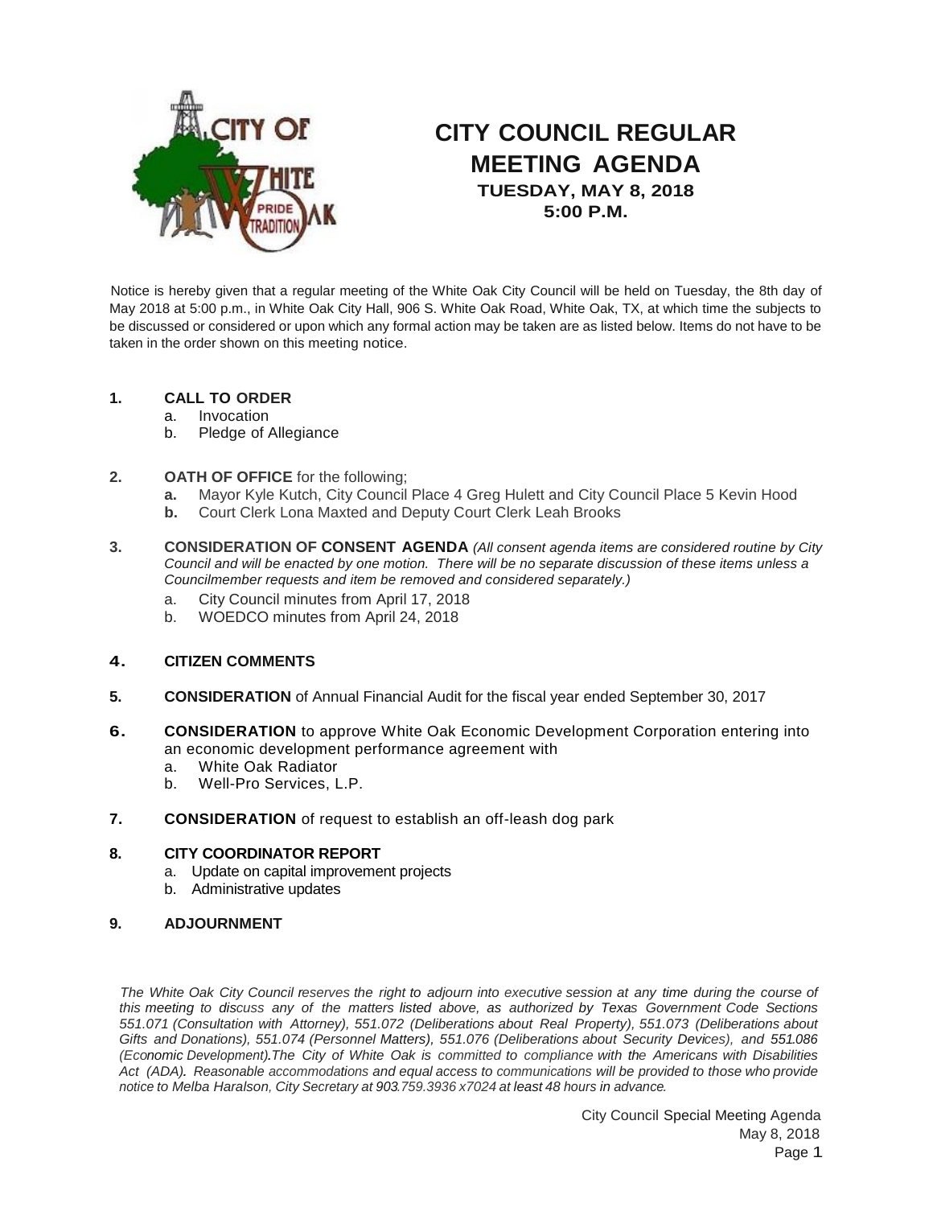# CITY COUNCIL REGULAR MEETING AGENDA

**TUESDAY, MAY 8, 2018**
**5:00 P.M.**

Notice is hereby given that a regular meeting of the White Oak City Council will be held on Tuesday, the 8th day of May 2018 at 5:00 p.m., in White Oak City Hall, 906 S. White Oak Road, White Oak, TX, at which time the subjects to be discussed or considered or upon which any formal action may be taken are as listed below. Items do not have to be taken in the order shown on this meeting notice.

**1. CALL TO ORDER**
- a. Invocation
- b. Pledge of Allegiance

**2. OATH OF OFFICE** for the following;
- **a.** Mayor Kyle Kutch, City Council Place 4 Greg Hulett and City Council Place 5 Kevin Hood
- **b.** Court Clerk Lona Maxted and Deputy Court Clerk Leah Brooks

**3. CONSIDERATION OF CONSENT AGENDA** *(All consent agenda items are considered routine by City Council and will be enacted by one motion. There will be no separate discussion of these items unless a Councilmember requests and item be removed and considered separately.)*
- a. City Council minutes from April 17, 2018
- b. WOEDCO minutes from April 24, 2018

**4. CITIZEN COMMENTS**

**5. CONSIDERATION** of Annual Financial Audit for the fiscal year ended September 30, 2017

**6. CONSIDERATION** to approve White Oak Economic Development Corporation entering into an economic development performance agreement with
- a. White Oak Radiator
- b. Well-Pro Services, L.P.

**7. CONSIDERATION** of request to establish an off-leash dog park

**8. CITY COORDINATOR REPORT**
- a. Update on capital improvement projects
- b. Administrative updates

**9. ADJOURNMENT**

*The White Oak City Council reserves the right to adjourn into executive session at any time during the course of this meeting to discuss any of the matters listed above, as authorized by Texas Government Code Sections 551.071 (Consultation with Attorney), 551.072 (Deliberations about Real Property), 551.073 (Deliberations about Gifts and Donations), 551.074 (Personnel Matters), 551.076 (Deliberations about Security Devices), and 551.086 (Economic Development).The City of White Oak is committed to compliance with the Americans with Disabilities Act (ADA). Reasonable accommodations and equal access to communications will be provided to those who provide notice to Melba Haralson, City Secretary at 903.759.3936 x7024 at least 48 hours in advance.*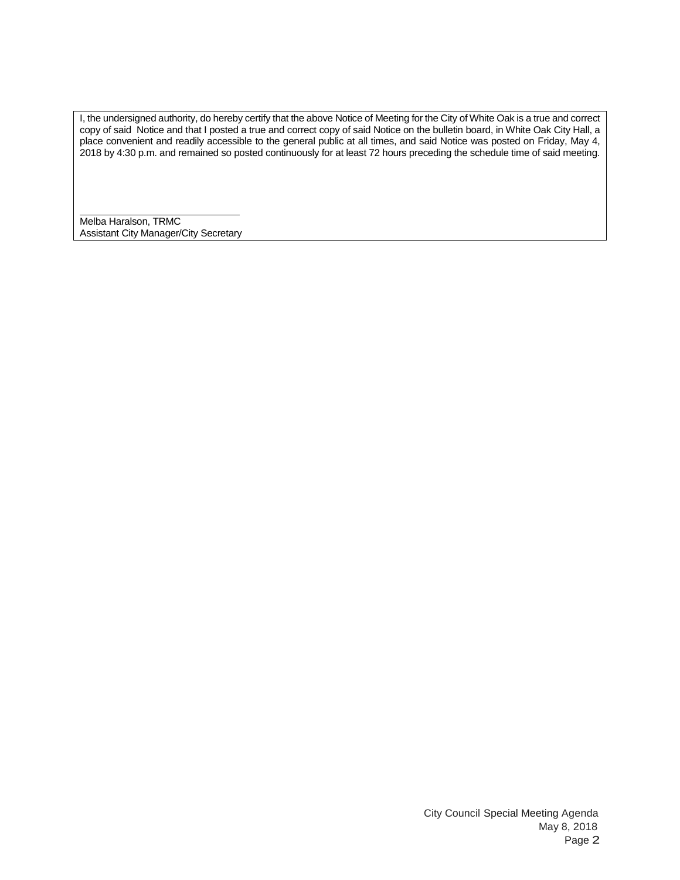I, the undersigned authority, do hereby certify that the above Notice of Meeting for the City of White Oak is a true and correct copy of said Notice and that I posted a true and correct copy of said Notice on the bulletin board, in White Oak City Hall, a place convenient and readily accessible to the general public at all times, and said Notice was posted on Friday, May 4, 2018 by 4:30 p.m. and remained so posted continuously for at least 72 hours preceding the schedule time of said meeting.

\_\_\_\_\_\_\_\_\_\_\_\_\_\_\_\_\_\_\_\_\_\_\_\_\_\_\_\_\_\_

Melba Haralson, TRMC
Assistant City Manager/City Secretary